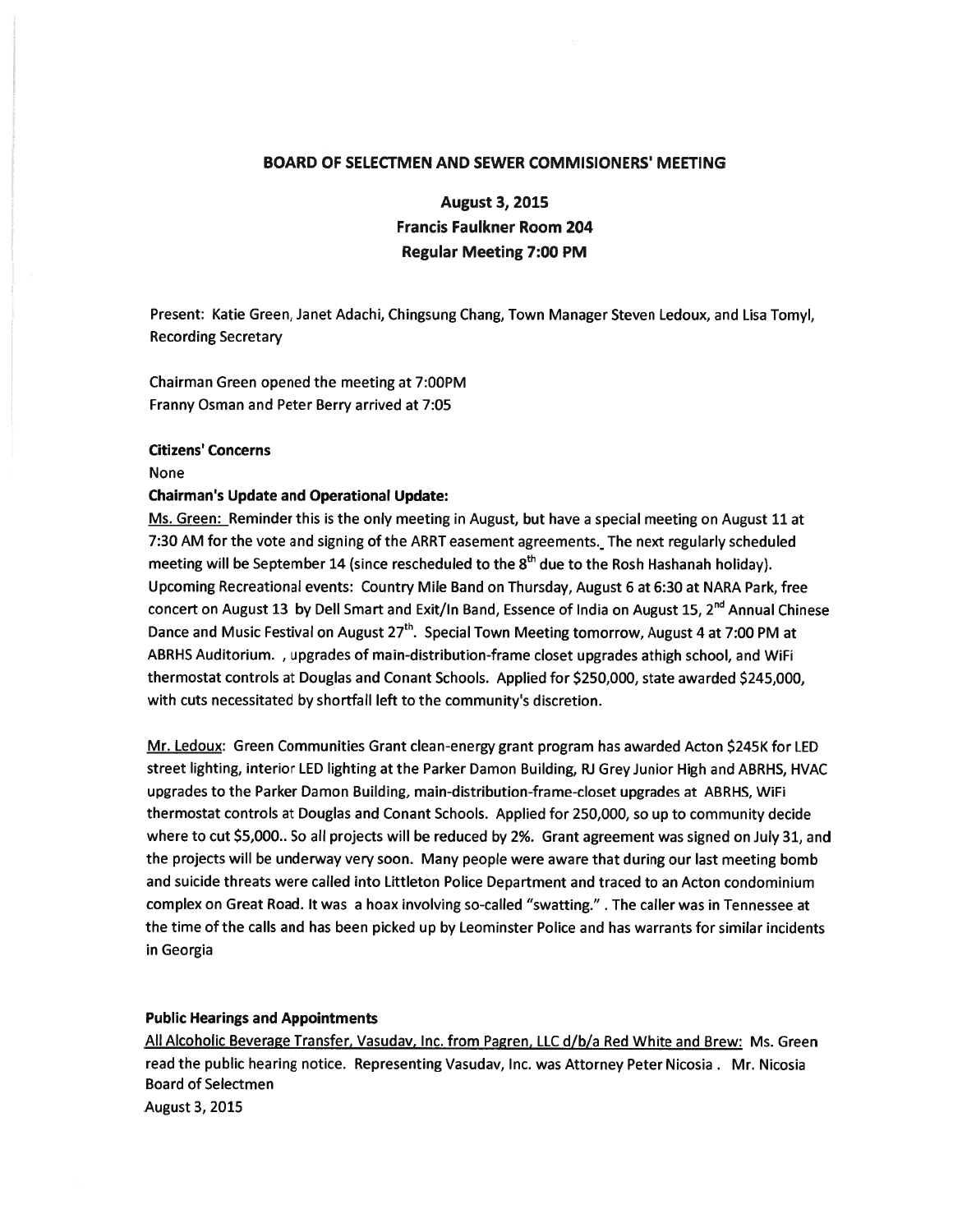# BOARD OF SELECTMEN AND SEWER COMMISIONERS' MEETING

## August 3, 2015
## Francis Faulkner Room 204
## Regular Meeting 7:00 PM

Present: Katie Green, Janet Adachi, Chingsung Chang, Town Manager Steven Ledoux, and Lisa Tomyl, Recording Secretary

Chairman Green opened the meeting at 7:00PM
Franny Osman and Peter Berry arrived at 7:05

**Citizens' Concerns**

None

**Chairman's Update and Operational Update:**

Ms. Green: Reminder this is the only meeting in August, but have a special meeting on August 11 at 7:30 AM for the vote and signing of the ARRT easement agreements. The next regularly scheduled meeting will be September 14 (since rescheduled to the 8th due to the Rosh Hashanah holiday). Upcoming Recreational events: Country Mile Band on Thursday, August 6 at 6:30 at NARA Park, free concert on August 13 by Dell Smart and Exit/In Band, Essence of India on August 15, 2nd Annual Chinese Dance and Music Festival on August 27th. Special Town Meeting tomorrow, August 4 at 7:00 PM at ABRHS Auditorium. , upgrades of main-distribution-frame closet upgrades athigh school, and WiFi thermostat controls at Douglas and Conant Schools. Applied for $250,000, state awarded $245,000, with cuts necessitated by shortfall left to the community's discretion.

Mr. Ledoux: Green Communities Grant clean-energy grant program has awarded Acton $245K for LED street lighting, interior LED lighting at the Parker Damon Building, RJ Grey Junior High and ABRHS, HVAC upgrades to the Parker Damon Building, main-distribution-frame-closet upgrades at ABRHS, WiFi thermostat controls at Douglas and Conant Schools. Applied for 250,000, so up to community decide where to cut $5,000.. So all projects will be reduced by 2%. Grant agreement was signed on July 31, and the projects will be underway very soon. Many people were aware that during our last meeting bomb and suicide threats were called into Littleton Police Department and traced to an Acton condominium complex on Great Road. It was a hoax involving so-called "swatting." . The caller was in Tennessee at the time of the calls and has been picked up by Leominster Police and has warrants for similar incidents in Georgia

**Public Hearings and Appointments**

All Alcoholic Beverage Transfer, Vasudav, Inc. from Pagren, LLC d/b/a Red White and Brew: Ms. Green read the public hearing notice. Representing Vasudav, Inc. was Attorney Peter Nicosia . Mr. Nicosia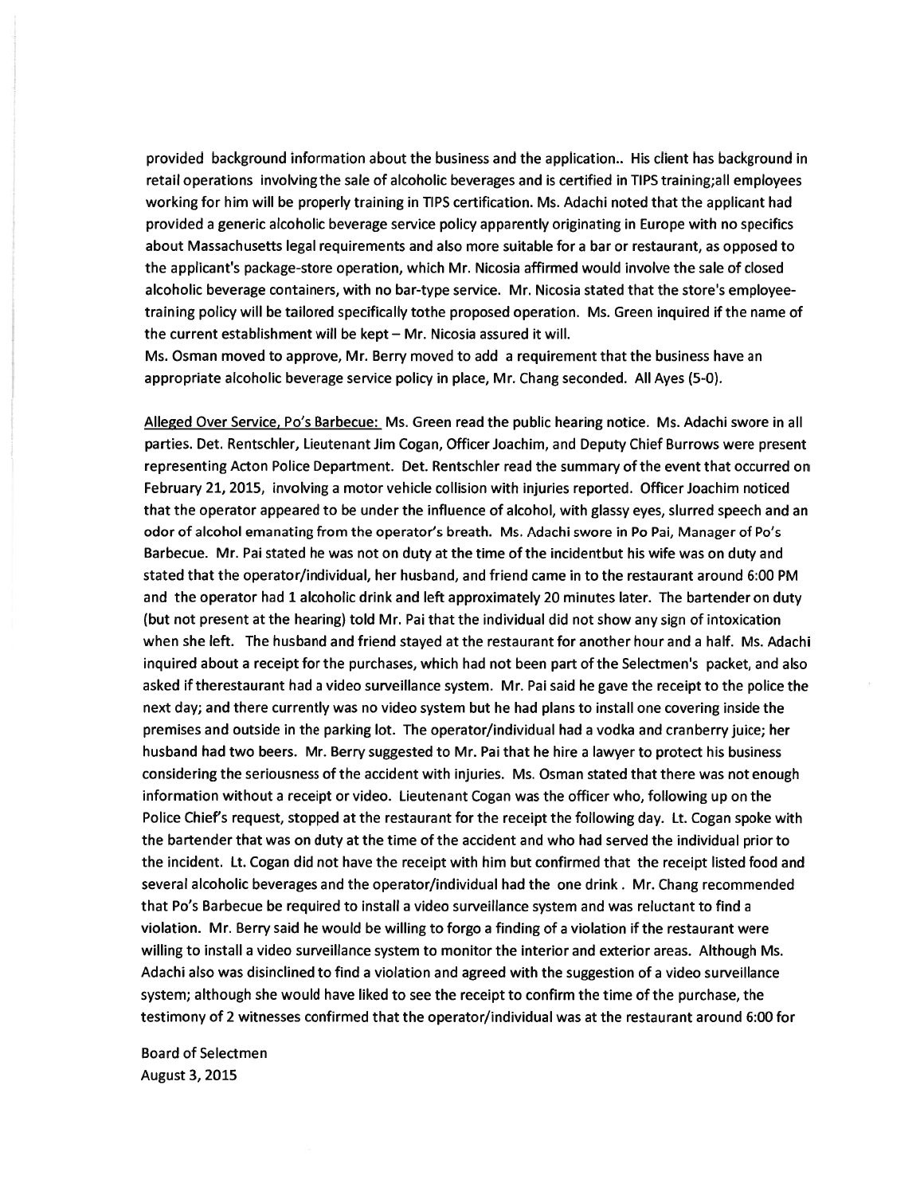provided background information about the business and the application.. His client has background in retail operations involving the sale of alcoholic beverages and is certified in TIPS training;all employees working for him will be properly training in TIPS certification. Ms. Adachi noted that the applicant had provided a generic alcoholic beverage service policy apparently originating in Europe with no specifics about Massachusetts legal requirements and also more suitable for a bar or restaurant, as opposed to the applicant's package-store operation, which Mr. Nicosia affirmed would involve the sale of closed alcoholic beverage containers, with no bar-type service. Mr. Nicosia stated that the store's employee-training policy will be tailored specifically tothe proposed operation. Ms. Green inquired if the name of the current establishment will be kept – Mr. Nicosia assured it will.
Ms. Osman moved to approve, Mr. Berry moved to add a requirement that the business have an appropriate alcoholic beverage service policy in place, Mr. Chang seconded. All Ayes (5-0).

Alleged Over Service, Po's Barbecue: Ms. Green read the public hearing notice. Ms. Adachi swore in all parties. Det. Rentschler, Lieutenant Jim Cogan, Officer Joachim, and Deputy Chief Burrows were present representing Acton Police Department. Det. Rentschler read the summary of the event that occurred on February 21, 2015, involving a motor vehicle collision with injuries reported. Officer Joachim noticed that the operator appeared to be under the influence of alcohol, with glassy eyes, slurred speech and an odor of alcohol emanating from the operator's breath. Ms. Adachi swore in Po Pai, Manager of Po's Barbecue. Mr. Pai stated he was not on duty at the time of the incidentbut his wife was on duty and stated that the operator/individual, her husband, and friend came in to the restaurant around 6:00 PM and the operator had 1 alcoholic drink and left approximately 20 minutes later. The bartender on duty (but not present at the hearing) told Mr. Pai that the individual did not show any sign of intoxication when she left. The husband and friend stayed at the restaurant for another hour and a half. Ms. Adachi inquired about a receipt for the purchases, which had not been part of the Selectmen's packet, and also asked if therestaurant had a video surveillance system. Mr. Pai said he gave the receipt to the police the next day; and there currently was no video system but he had plans to install one covering inside the premises and outside in the parking lot. The operator/individual had a vodka and cranberry juice; her husband had two beers. Mr. Berry suggested to Mr. Pai that he hire a lawyer to protect his business considering the seriousness of the accident with injuries. Ms. Osman stated that there was not enough information without a receipt or video. Lieutenant Cogan was the officer who, following up on the Police Chief's request, stopped at the restaurant for the receipt the following day. Lt. Cogan spoke with the bartender that was on duty at the time of the accident and who had served the individual prior to the incident. Lt. Cogan did not have the receipt with him but confirmed that the receipt listed food and several alcoholic beverages and the operator/individual had the one drink . Mr. Chang recommended that Po's Barbecue be required to install a video surveillance system and was reluctant to find a violation. Mr. Berry said he would be willing to forgo a finding of a violation if the restaurant were willing to install a video surveillance system to monitor the interior and exterior areas. Although Ms. Adachi also was disinclined to find a violation and agreed with the suggestion of a video surveillance system; although she would have liked to see the receipt to confirm the time of the purchase, the testimony of 2 witnesses confirmed that the operator/individual was at the restaurant around 6:00 for

Board of Selectmen
August 3, 2015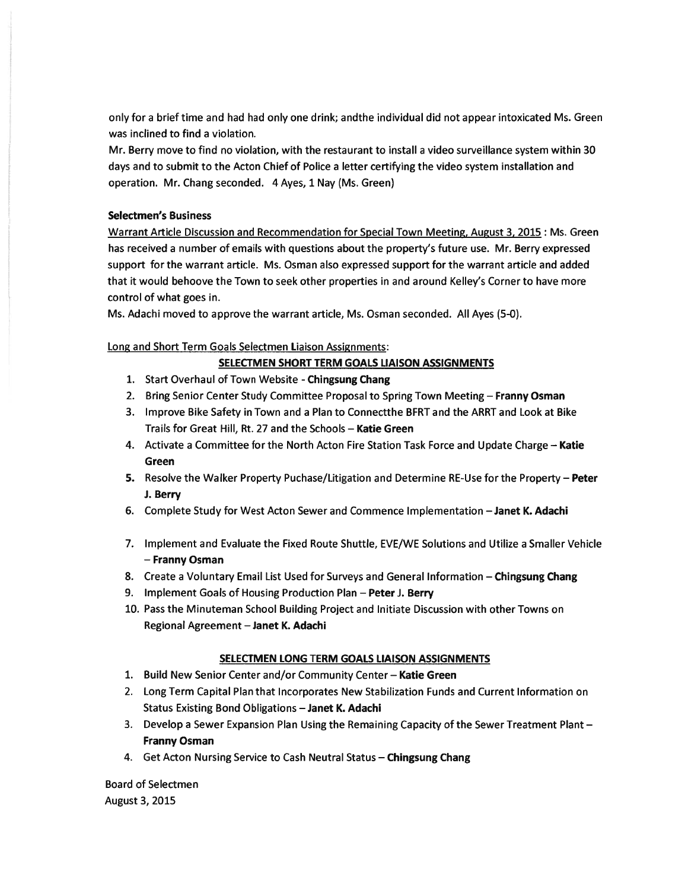only for a brief time and had had only one drink; andthe individual did not appear intoxicated Ms. Green was inclined to find a violation.

Mr. Berry move to find no violation, with the restaurant to install a video surveillance system within 30 days and to submit to the Acton Chief of Police a letter certifying the video system installation and operation. Mr. Chang seconded. 4 Ayes, 1 Nay (Ms. Green)

**Selectmen's Business**

Warrant Article Discussion and Recommendation for Special Town Meeting, August 3, 2015 : Ms. Green has received a number of emails with questions about the property's future use. Mr. Berry expressed support for the warrant article. Ms. Osman also expressed support for the warrant article and added that it would behoove the Town to seek other properties in and around Kelley's Corner to have more control of what goes in.

Ms. Adachi moved to approve the warrant article, Ms. Osman seconded. All Ayes (5-0).

Long and Short Term Goals Selectmen Liaison Assignments:

**SELECTMEN SHORT TERM GOALS LIAISON ASSIGNMENTS**

1. Start Overhaul of Town Website - **Chingsung Chang**
2. Bring Senior Center Study Committee Proposal to Spring Town Meeting – **Franny Osman**
3. Improve Bike Safety in Town and a Plan to Connectthe BFRT and the ARRT and Look at Bike Trails for Great Hill, Rt. 27 and the Schools – **Katie Green**
4. Activate a Committee for the North Acton Fire Station Task Force and Update Charge – **Katie Green**
5. Resolve the Walker Property Puchase/Litigation and Determine RE-Use for the Property – **Peter J. Berry**
6. Complete Study for West Acton Sewer and Commence Implementation – **Janet K. Adachi**
7. Implement and Evaluate the Fixed Route Shuttle, EVE/WE Solutions and Utilize a Smaller Vehicle – **Franny Osman**
8. Create a Voluntary Email List Used for Surveys and General Information – **Chingsung Chang**
9. Implement Goals of Housing Production Plan – **Peter J. Berry**
10. Pass the Minuteman School Building Project and Initiate Discussion with other Towns on Regional Agreement – **Janet K. Adachi**

**SELECTMEN LONG TERM GOALS LIAISON ASSIGNMENTS**

1. Build New Senior Center and/or Community Center – **Katie Green**
2. Long Term Capital Plan that Incorporates New Stabilization Funds and Current Information on Status Existing Bond Obligations – **Janet K. Adachi**
3. Develop a Sewer Expansion Plan Using the Remaining Capacity of the Sewer Treatment Plant – **Franny Osman**
4. Get Acton Nursing Service to Cash Neutral Status – **Chingsung Chang**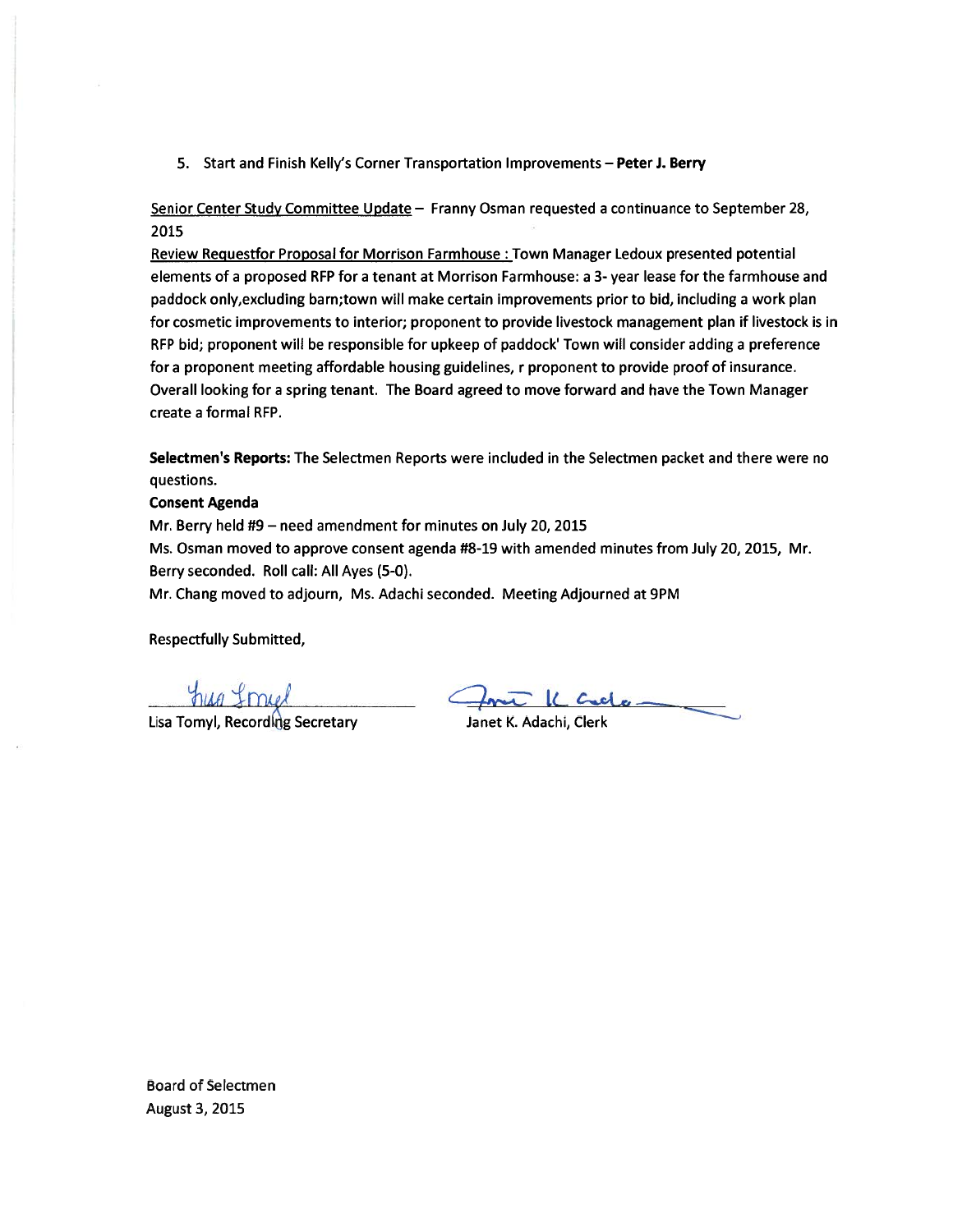5. Start and Finish Kelly's Corner Transportation Improvements – **Peter J. Berry**

Senior Center Study Committee Update – Franny Osman requested a continuance to September 28, 2015

Review Requestfor Proposal for Morrison Farmhouse : Town Manager Ledoux presented potential elements of a proposed RFP for a tenant at Morrison Farmhouse: a 3- year lease for the farmhouse and paddock only,excluding barn;town will make certain improvements prior to bid, including a work plan for cosmetic improvements to interior; proponent to provide livestock management plan if livestock is in RFP bid; proponent will be responsible for upkeep of paddock' Town will consider adding a preference for a proponent meeting affordable housing guidelines, r proponent to provide proof of insurance. Overall looking for a spring tenant. The Board agreed to move forward and have the Town Manager create a formal RFP.

**Selectmen's Reports:** The Selectmen Reports were included in the Selectmen packet and there were no questions.

**Consent Agenda**

Mr. Berry held #9 – need amendment for minutes on July 20, 2015

Ms. Osman moved to approve consent agenda #8-19 with amended minutes from July 20, 2015, Mr. Berry seconded. Roll call: All Ayes (5-0).

Mr. Chang moved to adjourn, Ms. Adachi seconded. Meeting Adjourned at 9PM

Respectfully Submitted,

Lisa Tomyl, Recording Secretary

Janet K. Adachi, Clerk

Board of Selectmen
August 3, 2015